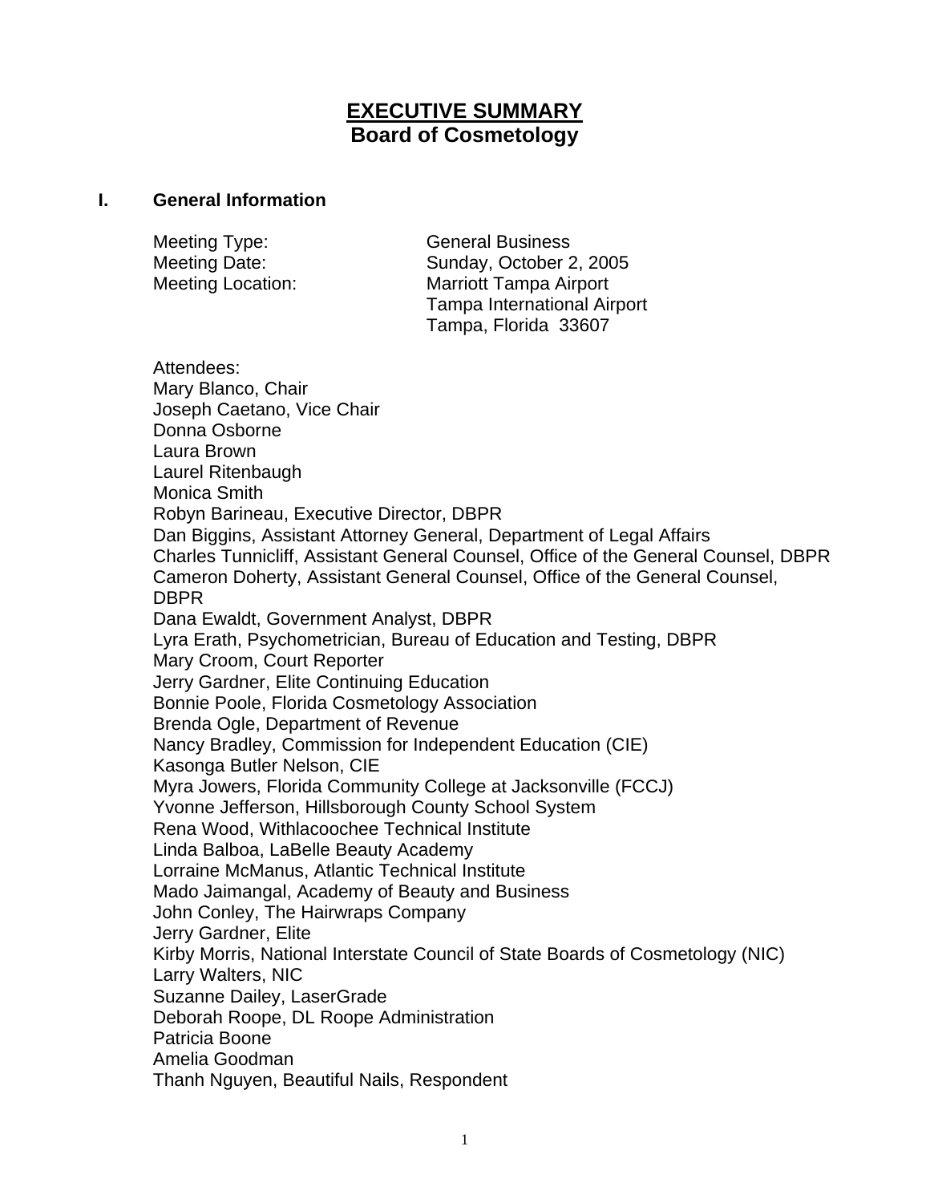# EXECUTIVE SUMMARY
## Board of Cosmetology

### I. General Information

Meeting Type: General Business
Meeting Date: Sunday, October 2, 2005
Meeting Location: Marriott Tampa Airport
Tampa International Airport
Tampa, Florida 33607

Attendees:
Mary Blanco, Chair
Joseph Caetano, Vice Chair
Donna Osborne
Laura Brown
Laurel Ritenbaugh
Monica Smith
Robyn Barineau, Executive Director, DBPR
Dan Biggins, Assistant Attorney General, Department of Legal Affairs
Charles Tunnicliff, Assistant General Counsel, Office of the General Counsel, DBPR
Cameron Doherty, Assistant General Counsel, Office of the General Counsel, DBPR
Dana Ewaldt, Government Analyst, DBPR
Lyra Erath, Psychometrician, Bureau of Education and Testing, DBPR
Mary Croom, Court Reporter
Jerry Gardner, Elite Continuing Education
Bonnie Poole, Florida Cosmetology Association
Brenda Ogle, Department of Revenue
Nancy Bradley, Commission for Independent Education (CIE)
Kasonga Butler Nelson, CIE
Myra Jowers, Florida Community College at Jacksonville (FCCJ)
Yvonne Jefferson, Hillsborough County School System
Rena Wood, Withlacoochee Technical Institute
Linda Balboa, LaBelle Beauty Academy
Lorraine McManus, Atlantic Technical Institute
Mado Jaimangal, Academy of Beauty and Business
John Conley, The Hairwraps Company
Jerry Gardner, Elite
Kirby Morris, National Interstate Council of State Boards of Cosmetology (NIC)
Larry Walters, NIC
Suzanne Dailey, LaserGrade
Deborah Roope, DL Roope Administration
Patricia Boone
Amelia Goodman
Thanh Nguyen, Beautiful Nails, Respondent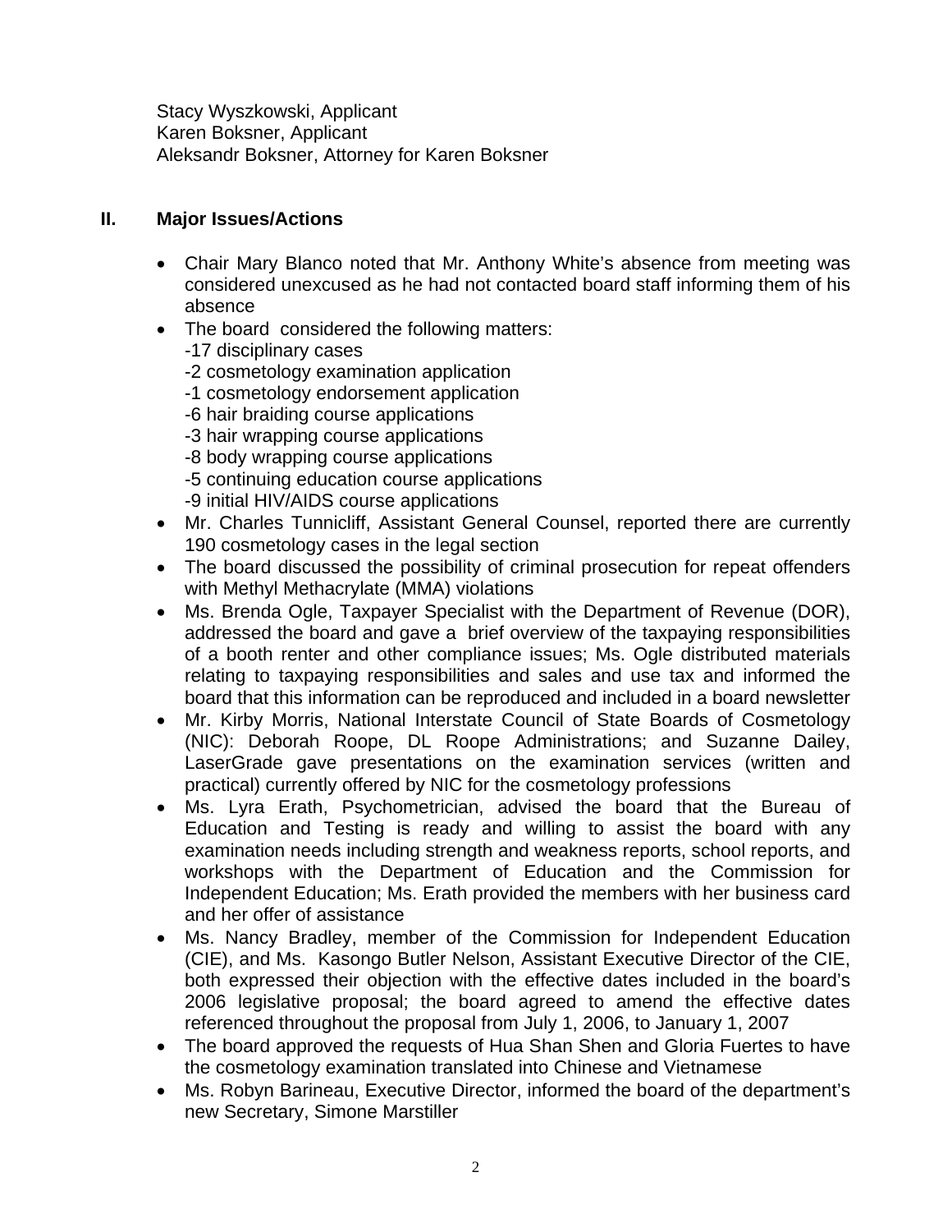Stacy Wyszkowski, Applicant
Karen Boksner, Applicant
Aleksandr Boksner, Attorney for Karen Boksner

## II. Major Issues/Actions

- Chair Mary Blanco noted that Mr. Anthony White's absence from meeting was considered unexcused as he had not contacted board staff informing them of his absence
- The board considered the following matters:
  -17 disciplinary cases
  -2 cosmetology examination application
  -1 cosmetology endorsement application
  -6 hair braiding course applications
  -3 hair wrapping course applications
  -8 body wrapping course applications
  -5 continuing education course applications
  -9 initial HIV/AIDS course applications
- Mr. Charles Tunnicliff, Assistant General Counsel, reported there are currently 190 cosmetology cases in the legal section
- The board discussed the possibility of criminal prosecution for repeat offenders with Methyl Methacrylate (MMA) violations
- Ms. Brenda Ogle, Taxpayer Specialist with the Department of Revenue (DOR), addressed the board and gave a brief overview of the taxpaying responsibilities of a booth renter and other compliance issues; Ms. Ogle distributed materials relating to taxpaying responsibilities and sales and use tax and informed the board that this information can be reproduced and included in a board newsletter
- Mr. Kirby Morris, National Interstate Council of State Boards of Cosmetology (NIC): Deborah Roope, DL Roope Administrations; and Suzanne Dailey, LaserGrade gave presentations on the examination services (written and practical) currently offered by NIC for the cosmetology professions
- Ms. Lyra Erath, Psychometrician, advised the board that the Bureau of Education and Testing is ready and willing to assist the board with any examination needs including strength and weakness reports, school reports, and workshops with the Department of Education and the Commission for Independent Education; Ms. Erath provided the members with her business card and her offer of assistance
- Ms. Nancy Bradley, member of the Commission for Independent Education (CIE), and Ms. Kasongo Butler Nelson, Assistant Executive Director of the CIE, both expressed their objection with the effective dates included in the board's 2006 legislative proposal; the board agreed to amend the effective dates referenced throughout the proposal from July 1, 2006, to January 1, 2007
- The board approved the requests of Hua Shan Shen and Gloria Fuertes to have the cosmetology examination translated into Chinese and Vietnamese
- Ms. Robyn Barineau, Executive Director, informed the board of the department's new Secretary, Simone Marstiller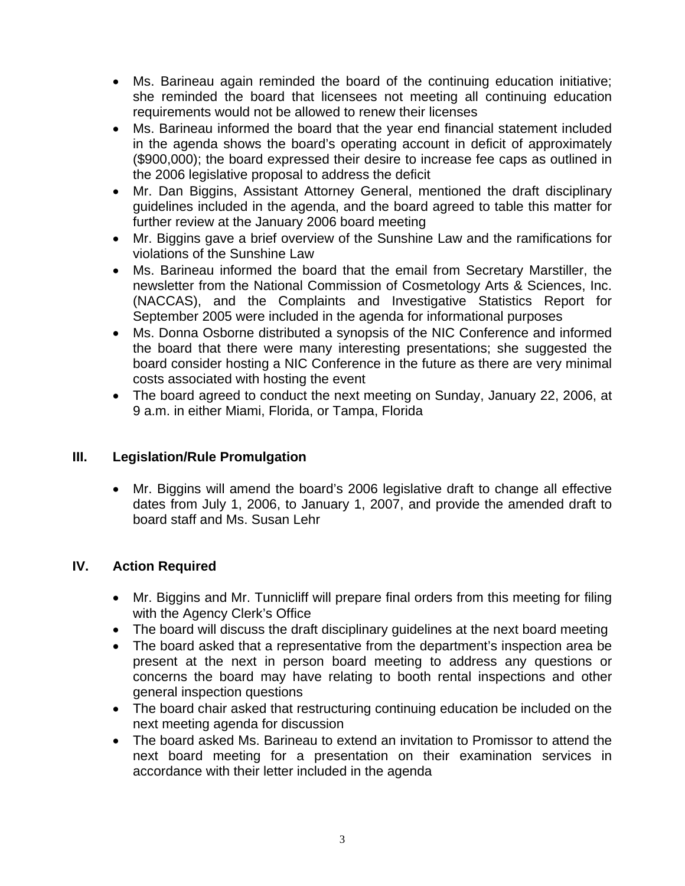- Ms. Barineau again reminded the board of the continuing education initiative; she reminded the board that licensees not meeting all continuing education requirements would not be allowed to renew their licenses
- Ms. Barineau informed the board that the year end financial statement included in the agenda shows the board's operating account in deficit of approximately ($900,000); the board expressed their desire to increase fee caps as outlined in the 2006 legislative proposal to address the deficit
- Mr. Dan Biggins, Assistant Attorney General, mentioned the draft disciplinary guidelines included in the agenda, and the board agreed to table this matter for further review at the January 2006 board meeting
- Mr. Biggins gave a brief overview of the Sunshine Law and the ramifications for violations of the Sunshine Law
- Ms. Barineau informed the board that the email from Secretary Marstiller, the newsletter from the National Commission of Cosmetology Arts & Sciences, Inc. (NACCAS), and the Complaints and Investigative Statistics Report for September 2005 were included in the agenda for informational purposes
- Ms. Donna Osborne distributed a synopsis of the NIC Conference and informed the board that there were many interesting presentations; she suggested the board consider hosting a NIC Conference in the future as there are very minimal costs associated with hosting the event
- The board agreed to conduct the next meeting on Sunday, January 22, 2006, at 9 a.m. in either Miami, Florida, or Tampa, Florida

## III. Legislation/Rule Promulgation

- Mr. Biggins will amend the board's 2006 legislative draft to change all effective dates from July 1, 2006, to January 1, 2007, and provide the amended draft to board staff and Ms. Susan Lehr

## IV. Action Required

- Mr. Biggins and Mr. Tunnicliff will prepare final orders from this meeting for filing with the Agency Clerk's Office
- The board will discuss the draft disciplinary guidelines at the next board meeting
- The board asked that a representative from the department's inspection area be present at the next in person board meeting to address any questions or concerns the board may have relating to booth rental inspections and other general inspection questions
- The board chair asked that restructuring continuing education be included on the next meeting agenda for discussion
- The board asked Ms. Barineau to extend an invitation to Promissor to attend the next board meeting for a presentation on their examination services in accordance with their letter included in the agenda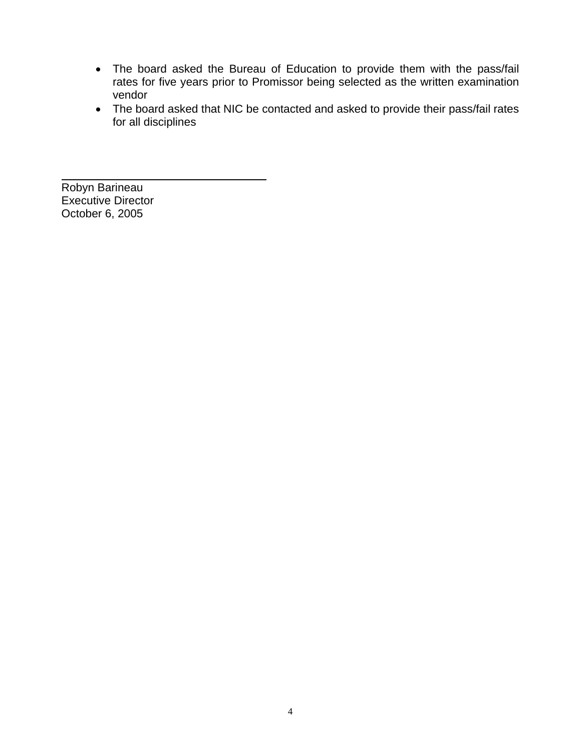- The board asked the Bureau of Education to provide them with the pass/fail rates for five years prior to Promissor being selected as the written examination vendor
- The board asked that NIC be contacted and asked to provide their pass/fail rates for all disciplines

\_\_\_\_\_\_\_\_\_\_\_\_\_\_\_\_\_\_\_\_\_\_\_\_\_\_\_\_\_\_\_\_\_\_

Robyn Barineau
Executive Director
October 6, 2005